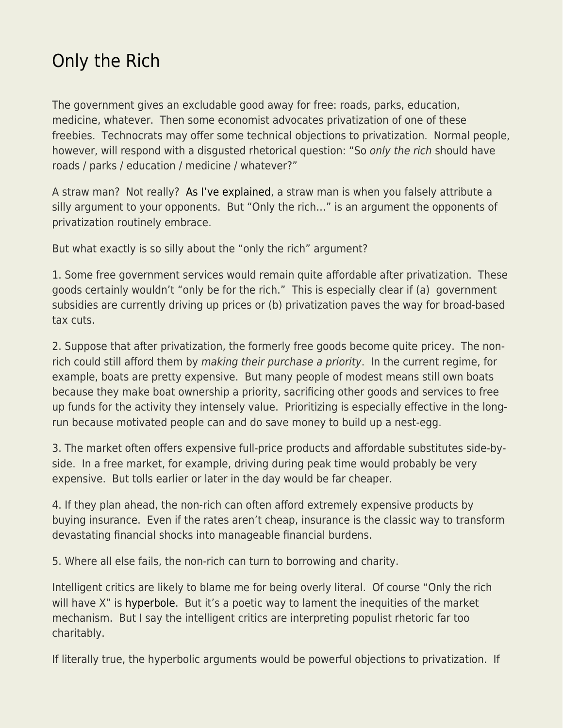# Only the Rich

The government gives an excludable good away for free: roads, parks, education, medicine, whatever. Then some economist advocates privatization of one of these freebies. Technocrats may offer some technical objections to privatization. Normal people, however, will respond with a disgusted rhetorical question: "So *only the rich* should have roads / parks / education / medicine / whatever?"

A straw man? Not really? As I've explained, a straw man is when you falsely attribute a silly argument to your opponents. But "Only the rich…" is an argument the opponents of privatization routinely embrace.

But what exactly is so silly about the "only the rich" argument?

1. Some free government services would remain quite affordable after privatization. These goods certainly wouldn't "only be for the rich." This is especially clear if (a) government subsidies are currently driving up prices or (b) privatization paves the way for broad-based tax cuts.

2. Suppose that after privatization, the formerly free goods become quite pricey. The non-rich could still afford them by *making their purchase a priority*. In the current regime, for example, boats are pretty expensive. But many people of modest means still own boats because they make boat ownership a priority, sacrificing other goods and services to free up funds for the activity they intensely value. Prioritizing is especially effective in the long-run because motivated people can and do save money to build up a nest-egg.

3. The market often offers expensive full-price products and affordable substitutes side-by-side. In a free market, for example, driving during peak time would probably be very expensive. But tolls earlier or later in the day would be far cheaper.

4. If they plan ahead, the non-rich can often afford extremely expensive products by buying insurance. Even if the rates aren't cheap, insurance is the classic way to transform devastating financial shocks into manageable financial burdens.

5. Where all else fails, the non-rich can turn to borrowing and charity.

Intelligent critics are likely to blame me for being overly literal. Of course "Only the rich will have X" is hyperbole. But it's a poetic way to lament the inequities of the market mechanism. But I say the intelligent critics are interpreting populist rhetoric far too charitably.

If literally true, the hyperbolic arguments would be powerful objections to privatization. If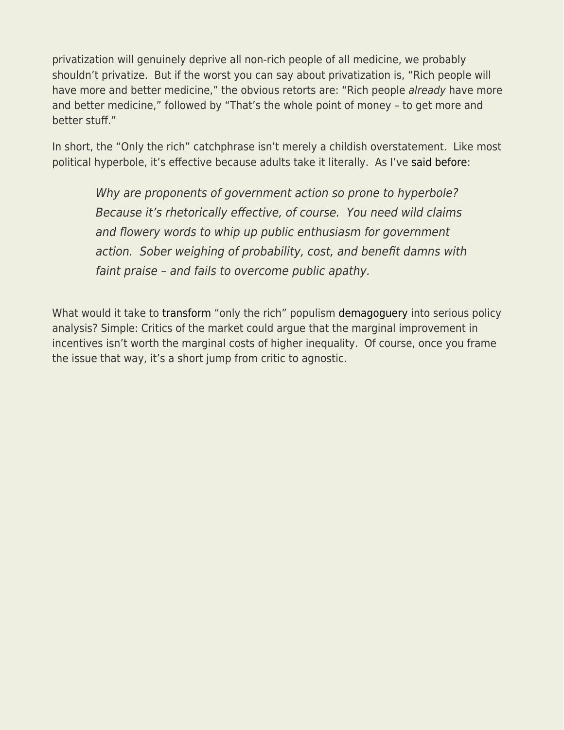privatization will genuinely deprive all non-rich people of all medicine, we probably shouldn't privatize. But if the worst you can say about privatization is, "Rich people will have more and better medicine," the obvious retorts are: "Rich people *already* have more and better medicine," followed by "That's the whole point of money – to get more and better stuff."

In short, the "Only the rich" catchphrase isn't merely a childish overstatement. Like most political hyperbole, it's effective because adults take it literally. As I've said before:

> *Why are proponents of government action so prone to hyperbole? Because it's rhetorically effective, of course. You need wild claims and flowery words to whip up public enthusiasm for government action. Sober weighing of probability, cost, and benefit damns with faint praise – and fails to overcome public apathy.*

What would it take to transform "only the rich" populism demagoguery into serious policy analysis? Simple: Critics of the market could argue that the marginal improvement in incentives isn't worth the marginal costs of higher inequality. Of course, once you frame the issue that way, it's a short jump from critic to agnostic.